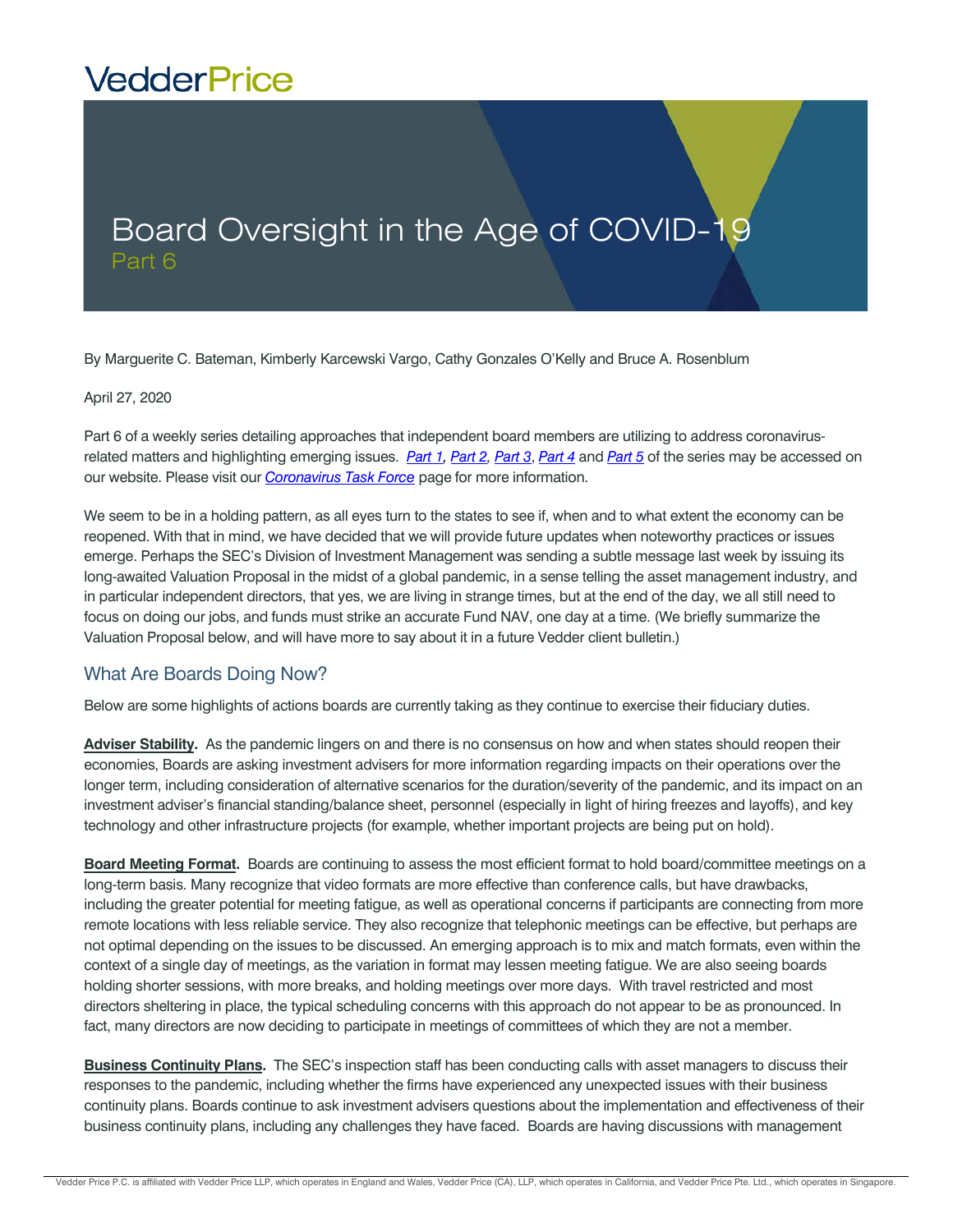# Board Oversight in the Age of COVID-19

## Part 6

By Marguerite C. Bateman, Kimberly Karcewski Vargo, Cathy Gonzales O'Kelly and Bruce A. Rosenblum

April 27, 2020

Part 6 of a weekly series detailing approaches that independent board members are utilizing to address coronavirus-related matters and highlighting emerging issues. *Part 1, Part 2, Part 3, Part 4* and *Part 5* of the series may be accessed on our website. Please visit our *Coronavirus Task Force* page for more information.

We seem to be in a holding pattern, as all eyes turn to the states to see if, when and to what extent the economy can be reopened. With that in mind, we have decided that we will provide future updates when noteworthy practices or issues emerge. Perhaps the SEC's Division of Investment Management was sending a subtle message last week by issuing its long-awaited Valuation Proposal in the midst of a global pandemic, in a sense telling the asset management industry, and in particular independent directors, that yes, we are living in strange times, but at the end of the day, we all still need to focus on doing our jobs, and funds must strike an accurate Fund NAV, one day at a time. (We briefly summarize the Valuation Proposal below, and will have more to say about it in a future Vedder client bulletin.)

## What Are Boards Doing Now?

Below are some highlights of actions boards are currently taking as they continue to exercise their fiduciary duties.

**Adviser Stability.** As the pandemic lingers on and there is no consensus on how and when states should reopen their economies, Boards are asking investment advisers for more information regarding impacts on their operations over the longer term, including consideration of alternative scenarios for the duration/severity of the pandemic, and its impact on an investment adviser's financial standing/balance sheet, personnel (especially in light of hiring freezes and layoffs), and key technology and other infrastructure projects (for example, whether important projects are being put on hold).

**Board Meeting Format.** Boards are continuing to assess the most efficient format to hold board/committee meetings on a long-term basis. Many recognize that video formats are more effective than conference calls, but have drawbacks, including the greater potential for meeting fatigue, as well as operational concerns if participants are connecting from more remote locations with less reliable service. They also recognize that telephonic meetings can be effective, but perhaps are not optimal depending on the issues to be discussed. An emerging approach is to mix and match formats, even within the context of a single day of meetings, as the variation in format may lessen meeting fatigue. We are also seeing boards holding shorter sessions, with more breaks, and holding meetings over more days. With travel restricted and most directors sheltering in place, the typical scheduling concerns with this approach do not appear to be as pronounced. In fact, many directors are now deciding to participate in meetings of committees of which they are not a member.

**Business Continuity Plans.** The SEC's inspection staff has been conducting calls with asset managers to discuss their responses to the pandemic, including whether the firms have experienced any unexpected issues with their business continuity plans. Boards continue to ask investment advisers questions about the implementation and effectiveness of their business continuity plans, including any challenges they have faced. Boards are having discussions with management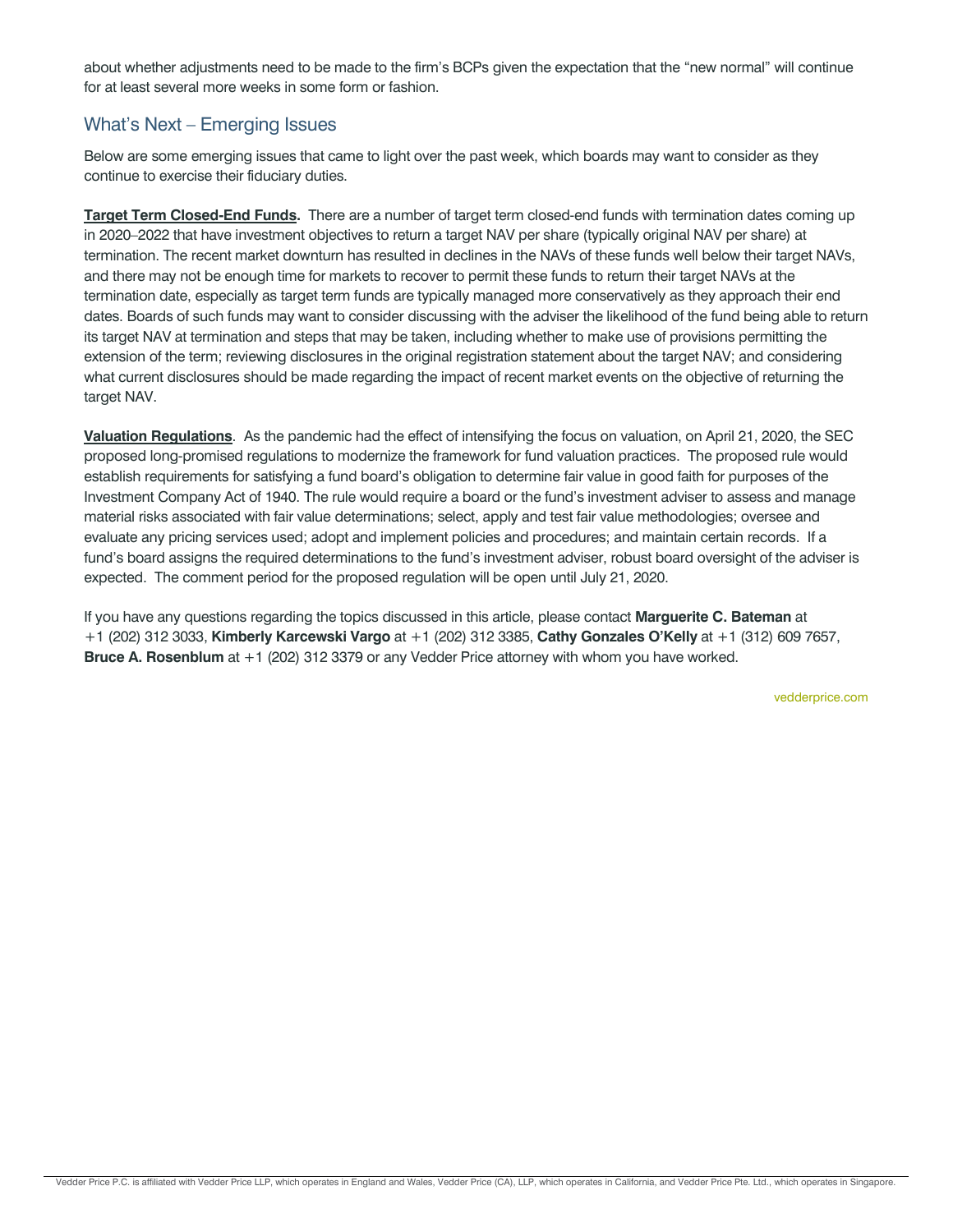about whether adjustments need to be made to the firm's BCPs given the expectation that the "new normal" will continue for at least several more weeks in some form or fashion.

## What's Next – Emerging Issues

Below are some emerging issues that came to light over the past week, which boards may want to consider as they continue to exercise their fiduciary duties.

**Target Term Closed-End Funds.** There are a number of target term closed-end funds with termination dates coming up in 2020–2022 that have investment objectives to return a target NAV per share (typically original NAV per share) at termination. The recent market downturn has resulted in declines in the NAVs of these funds well below their target NAVs, and there may not be enough time for markets to recover to permit these funds to return their target NAVs at the termination date, especially as target term funds are typically managed more conservatively as they approach their end dates. Boards of such funds may want to consider discussing with the adviser the likelihood of the fund being able to return its target NAV at termination and steps that may be taken, including whether to make use of provisions permitting the extension of the term; reviewing disclosures in the original registration statement about the target NAV; and considering what current disclosures should be made regarding the impact of recent market events on the objective of returning the target NAV.

**Valuation Regulations**. As the pandemic had the effect of intensifying the focus on valuation, on April 21, 2020, the SEC proposed long-promised regulations to modernize the framework for fund valuation practices. The proposed rule would establish requirements for satisfying a fund board's obligation to determine fair value in good faith for purposes of the Investment Company Act of 1940. The rule would require a board or the fund's investment adviser to assess and manage material risks associated with fair value determinations; select, apply and test fair value methodologies; oversee and evaluate any pricing services used; adopt and implement policies and procedures; and maintain certain records. If a fund's board assigns the required determinations to the fund's investment adviser, robust board oversight of the adviser is expected. The comment period for the proposed regulation will be open until July 21, 2020.

If you have any questions regarding the topics discussed in this article, please contact **Marguerite C. Bateman** at +1 (202) 312 3033, **Kimberly Karcewski Vargo** at +1 (202) 312 3385, **Cathy Gonzales O'Kelly** at +1 (312) 609 7657, **Bruce A. Rosenblum** at +1 (202) 312 3379 or any Vedder Price attorney with whom you have worked.

vedderprice.com

Vedder Price P.C. is affiliated with Vedder Price LLP, which operates in England and Wales, Vedder Price (CA), LLP, which operates in California, and Vedder Price Pte. Ltd., which operates in Singapore.